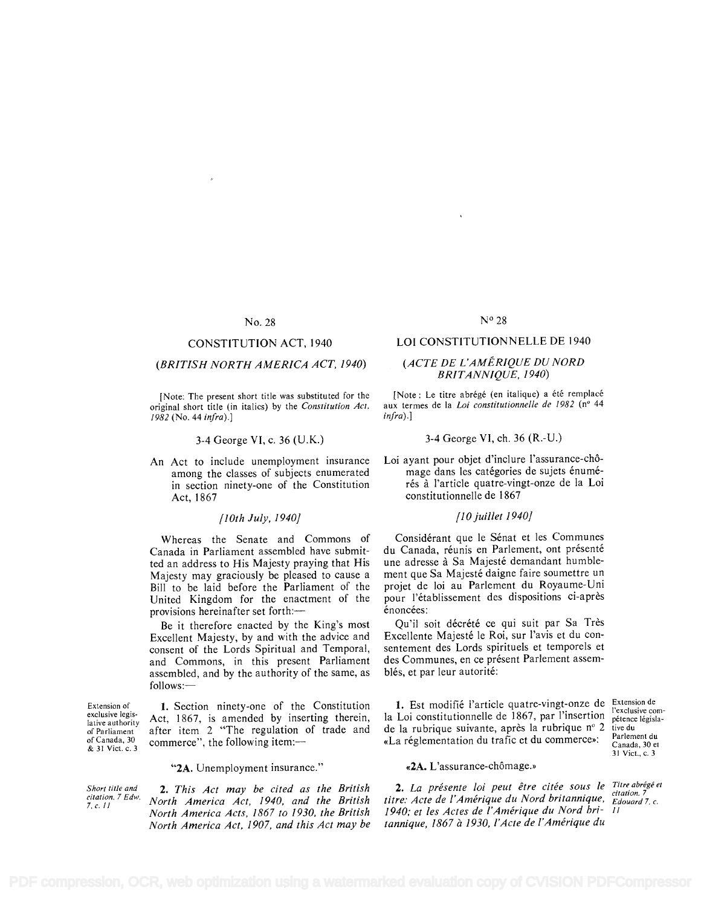No. 28

# CONSTITUTION ACT, 1940

## (*BRITISH NORTH AMERICA ACT, 1940*)

[Note: The present short title was substituted for the original short title (in italics) by the *Constitution Act, 1982* (No. 44 *infra*).]

3-4 George VI, c. 36 (U.K.)

An Act to include unemployment insurance among the classes of subjects enumerated in section ninety-one of the Constitution Act, 1867

*[10th July, 1940]*

Whereas the Senate and Commons of Canada in Parliament assembled have submitted an address to His Majesty praying that His Majesty may graciously be pleased to cause a Bill to be laid before the Parliament of the United Kingdom for the enactment of the provisions hereinafter set forth:—

Be it therefore enacted by the King's most Excellent Majesty, by and with the advice and consent of the Lords Spiritual and Temporal, and Commons, in this present Parliament assembled, and by the authority of the same, as follows:—

Extension of exclusive legislative authority of Parliament of Canada, 30 & 31 Vict. c. 3

**1.** Section ninety-one of the Constitution Act, 1867, is amended by inserting therein, after item 2 "The regulation of trade and commerce", the following item:—

"**2A.** Unemployment insurance."

*Short title and citation. 7 Edw. 7, c. 11*

**2.** *This Act may be cited as the British North America Act, 1940, and the British North America Acts, 1867 to 1930, the British North America Act, 1907, and this Act may be*

N° 28

# LOI CONSTITUTIONNELLE DE 1940

## (*ACTE DE L'AMÉRIQUE DU NORD BRITANNIQUE, 1940*)

[Note : Le titre abrégé (en italique) a été remplacé aux termes de la *Loi constitutionnelle de 1982* (n° 44 *infra*).]

3-4 George VI, ch. 36 (R.-U.)

Loi ayant pour objet d'inclure l'assurance-chômage dans les catégories de sujets énumérés à l'article quatre-vingt-onze de la Loi constitutionnelle de 1867

*[10 juillet 1940]*

Considérant que le Sénat et les Communes du Canada, réunis en Parlement, ont présenté une adresse à Sa Majesté demandant humblement que Sa Majesté daigne faire soumettre un projet de loi au Parlement du Royaume-Uni pour l'établissement des dispositions ci-après énoncées:

Qu'il soit décrété ce qui suit par Sa Très Excellente Majesté le Roi, sur l'avis et du consentement des Lords spirituels et temporels et des Communes, en ce présent Parlement assemblés, et par leur autorité:

Extension de l'exclusive compétence législative du Parlement du Canada, 30 et 31 Vict., c. 3

**1.** Est modifié l'article quatre-vingt-onze de la Loi constitutionnelle de 1867, par l'insertion de la rubrique suivante, après la rubrique n° 2 «La réglementation du trafic et du commerce»:

«**2A.** L'assurance-chômage.»

*Titre abrégé et citation. 7 Edouard 7, c. 11*

**2.** *La présente loi peut être citée sous le titre: Acte de l'Amérique du Nord britannique, 1940; et les Actes de l'Amérique du Nord britannique, 1867 à 1930, l'Acte de l'Amérique du*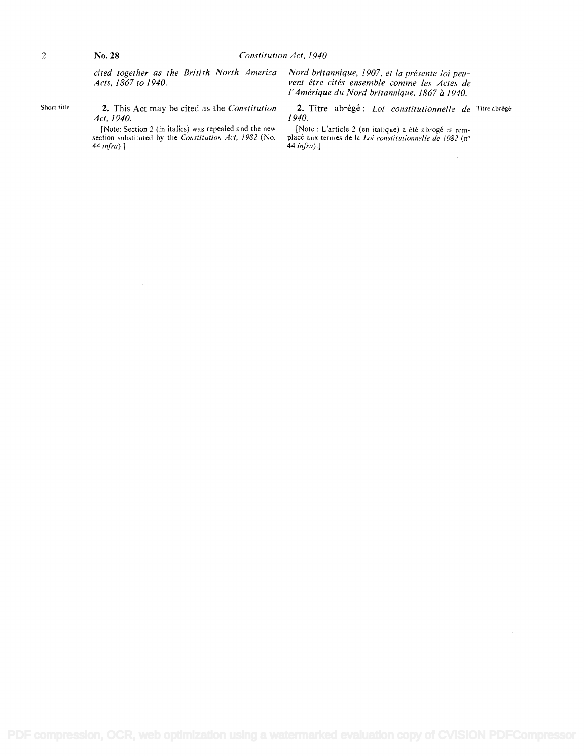*cited together as the British North America Acts, 1867 to 1940.*

Short title

**2.** This Act may be cited as the *Constitution Act, 1940.*

[Note: Section 2 (in italics) was repealed and the new section substituted by the *Constitution Act, 1982* (No. 44 *infra*).]

*Nord britannique, 1907, et la présente loi peuvent être cités ensemble comme les Actes de l'Amérique du Nord britannique, 1867 à 1940.*

Titre abrégé

**2.** Titre abrégé : *Loi constitutionnelle de 1940.*

[Note : L'article 2 (en italique) a été abrogé et remplacé aux termes de la *Loi constitutionnelle de 1982* (n° 44 *infra*).]